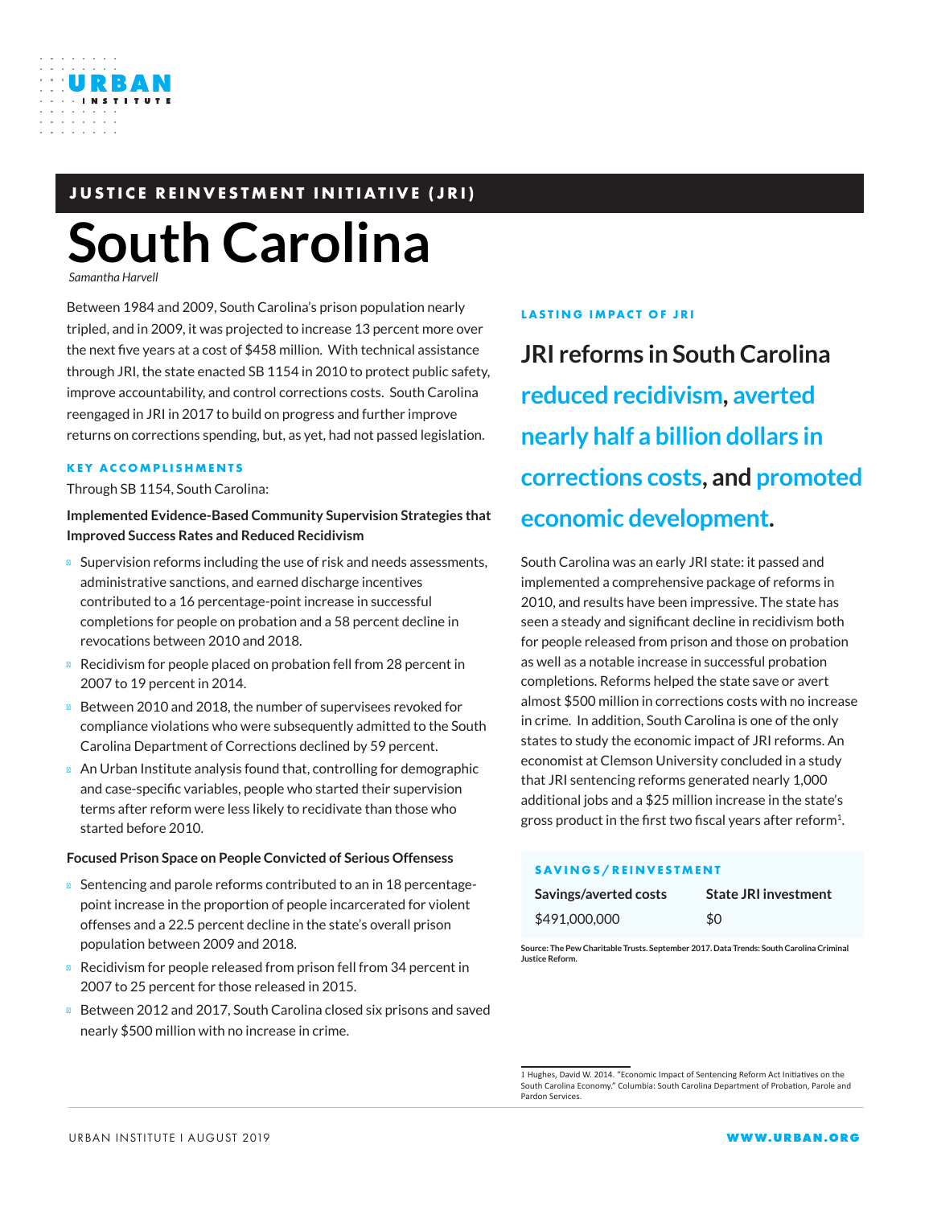**JUSTICE REINVESTMENT INITIATIVE (JRI)**

# South Carolina

*Samantha Harvell*

Between 1984 and 2009, South Carolina's prison population nearly tripled, and in 2009, it was projected to increase 13 percent more over the next five years at a cost of $458 million. With technical assistance through JRI, the state enacted SB 1154 in 2010 to protect public safety, improve accountability, and control corrections costs. South Carolina reengaged in JRI in 2017 to build on progress and further improve returns on corrections spending, but, as yet, had not passed legislation.

## KEY ACCOMPLISHMENTS

Through SB 1154, South Carolina:

**Implemented Evidence-Based Community Supervision Strategies that Improved Success Rates and Reduced Recidivism**

- Supervision reforms including the use of risk and needs assessments, administrative sanctions, and earned discharge incentives contributed to a 16 percentage-point increase in successful completions for people on probation and a 58 percent decline in revocations between 2010 and 2018.
- Recidivism for people placed on probation fell from 28 percent in 2007 to 19 percent in 2014.
- Between 2010 and 2018, the number of supervisees revoked for compliance violations who were subsequently admitted to the South Carolina Department of Corrections declined by 59 percent.
- An Urban Institute analysis found that, controlling for demographic and case-specific variables, people who started their supervision terms after reform were less likely to recidivate than those who started before 2010.

**Focused Prison Space on People Convicted of Serious Offensess**

- Sentencing and parole reforms contributed to an in 18 percentage-point increase in the proportion of people incarcerated for violent offenses and a 22.5 percent decline in the state's overall prison population between 2009 and 2018.
- Recidivism for people released from prison fell from 34 percent in 2007 to 25 percent for those released in 2015.
- Between 2012 and 2017, South Carolina closed six prisons and saved nearly $500 million with no increase in crime.

## LASTING IMPACT OF JRI

**JRI reforms in South Carolina reduced recidivism, averted nearly half a billion dollars in corrections costs, and promoted economic development.**

South Carolina was an early JRI state: it passed and implemented a comprehensive package of reforms in 2010, and results have been impressive. The state has seen a steady and significant decline in recidivism both for people released from prison and those on probation as well as a notable increase in successful probation completions. Reforms helped the state save or avert almost $500 million in corrections costs with no increase in crime. In addition, South Carolina is one of the only states to study the economic impact of JRI reforms. An economist at Clemson University concluded in a study that JRI sentencing reforms generated nearly 1,000 additional jobs and a $25 million increase in the state's gross product in the first two fiscal years after reform[1].

## SAVINGS/REINVESTMENT

| Savings/averted costs | State JRI investment |
|---|---|
| $491,000,000 | $0 |

Source: The Pew Charitable Trusts. September 2017. Data Trends: South Carolina Criminal Justice Reform.

1 Hughes, David W. 2014. "Economic Impact of Sentencing Reform Act Initiatives on the South Carolina Economy." Columbia: South Carolina Department of Probation, Parole and Pardon Services.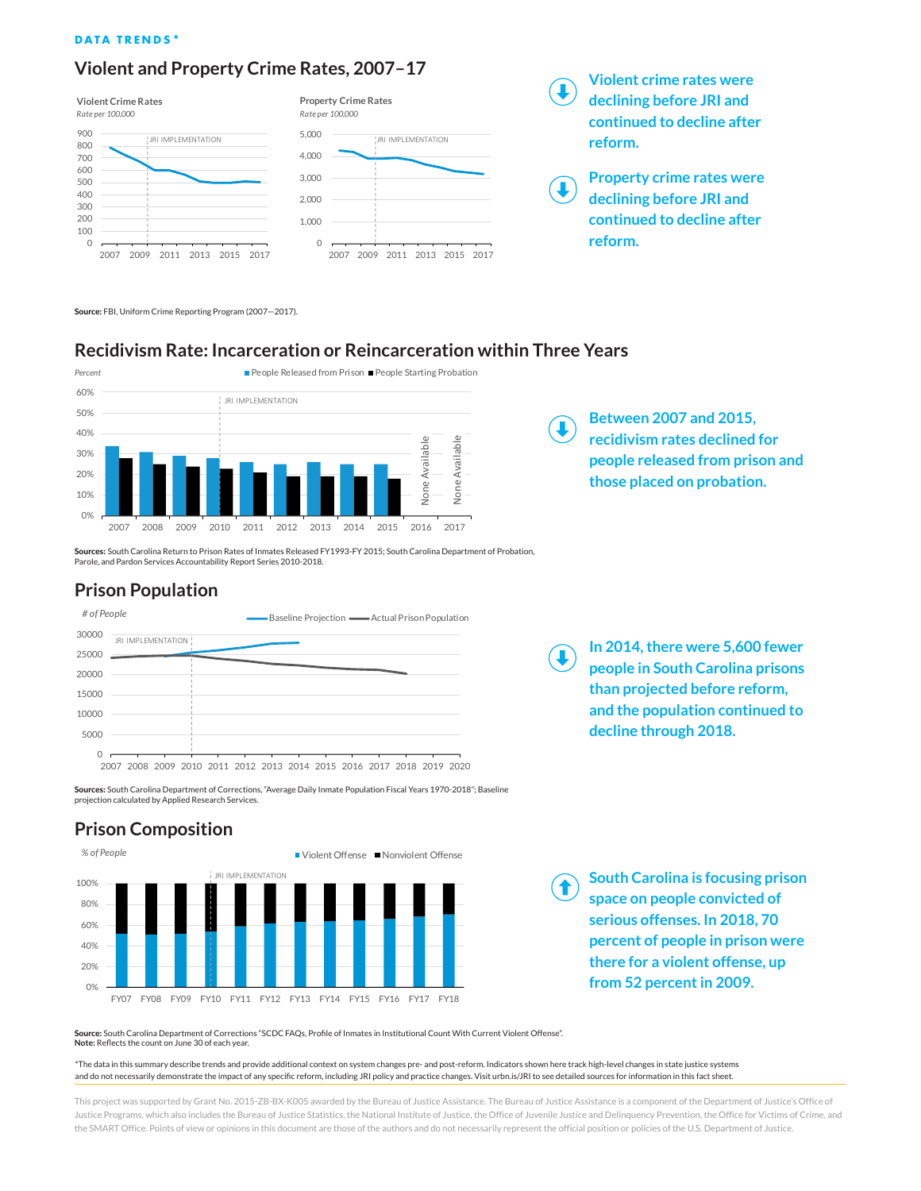DATA TRENDS*

## Violent and Property Crime Rates, 2007–17

Violent Crime Rates

*Rate per 100,000*

900
800
700
600
500
400
300
200
100
0

JRI IMPLEMENTATION

2007 2009 2011 2013 2015 2017

Property Crime Rates

*Rate per 100,000*

5,000
4,000
3,000
2,000
1,000
0

JRI IMPLEMENTATION

2007 2009 2011 2013 2015 2017

**Violent crime rates were declining before JRI and continued to decline after reform.**

**Property crime rates were declining before JRI and continued to decline after reform.**

**Source:** FBI, Uniform Crime Reporting Program (2007—2017).

## Recidivism Rate: Incarceration or Reincarceration within Three Years

*Percent*

People Released from Prison
People Starting Probation

60%
50%
40%
30%
20%
10%
0%

JRI IMPLEMENTATION

None Available
None Available

2007 2008 2009 2010 2011 2012 2013 2014 2015 2016 2017

**Between 2007 and 2015, recidivism rates declined for people released from prison and those placed on probation.**

**Sources:** South Carolina Return to Prison Rates of Inmates Released FY1993-FY 2015; South Carolina Department of Probation, Parole, and Pardon Services Accountability Report Series 2010-2018.

## Prison Population

*# of People*

Baseline Projection
Actual Prison Population

30000
25000
20000
15000
10000
5000
0

JRI IMPLEMENTATION

2007 2008 2009 2010 2011 2012 2013 2014 2015 2016 2017 2018 2019 2020

**In 2014, there were 5,600 fewer people in South Carolina prisons than projected before reform, and the population continued to decline through 2018.**

**Sources:** South Carolina Department of Corrections, "Average Daily Inmate Population Fiscal Years 1970-2018"; Baseline projection calculated by Applied Research Services.

## Prison Composition

*% of People*

Violent Offense
Nonviolent Offense

100%
80%
60%
40%
20%
0%

JRI IMPLEMENTATION

FY07 FY08 FY09 FY10 FY11 FY12 FY13 FY14 FY15 FY16 FY17 FY18

**South Carolina is focusing prison space on people convicted of serious offenses. In 2018, 70 percent of people in prison were there for a violent offense, up from 52 percent in 2009.**

**Source:** South Carolina Department of Corrections "SCDC FAQs, Profile of Inmates in Institutional Count With Current Violent Offense".
**Note:** Reflects the count on June 30 of each year.

*The data in this summary describe trends and provide additional context on system changes pre- and post-reform. Indicators shown here track high-level changes in state justice systems and do not necessarily demonstrate the impact of any specific reform, including JRI policy and practice changes. Visit urbn.is/JRI to see detailed sources for information in this fact sheet.

This project was supported by Grant No. 2015-ZB-BX-K005 awarded by the Bureau of Justice Assistance. The Bureau of Justice Assistance is a component of the Department of Justice's Office of Justice Programs, which also includes the Bureau of Justice Statistics, the National Institute of Justice, the Office of Juvenile Justice and Delinquency Prevention, the Office for Victims of Crime, and the SMART Office. Points of view or opinions in this document are those of the authors and do not necessarily represent the official position or policies of the U.S. Department of Justice.